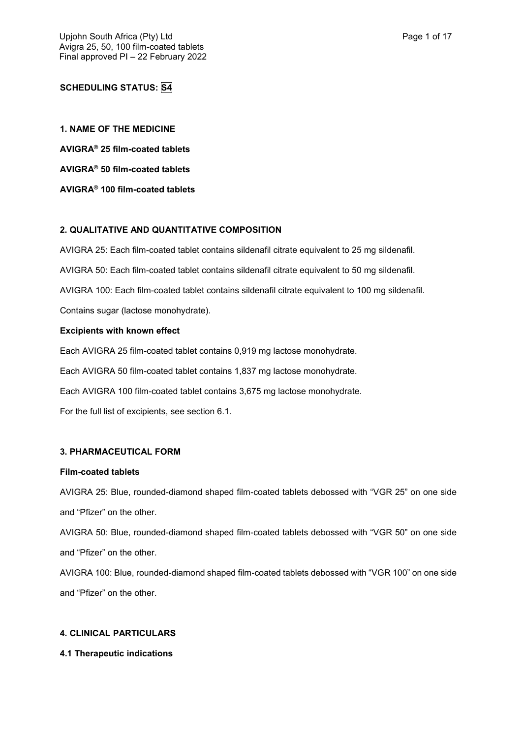**SCHEDULING STATUS: S4**

**1. NAME OF THE MEDICINE**

**AVIGRA® 25 film-coated tablets**

**AVIGRA® 50 film-coated tablets**

**AVIGRA® 100 film-coated tablets**

**2. QUALITATIVE AND QUANTITATIVE COMPOSITION**

AVIGRA 25: Each film-coated tablet contains sildenafil citrate equivalent to 25 mg sildenafil.

AVIGRA 50: Each film-coated tablet contains sildenafil citrate equivalent to 50 mg sildenafil.

AVIGRA 100: Each film-coated tablet contains sildenafil citrate equivalent to 100 mg sildenafil.

Contains sugar (lactose monohydrate).

**Excipients with known effect**

Each AVIGRA 25 film-coated tablet contains 0,919 mg lactose monohydrate.

Each AVIGRA 50 film-coated tablet contains 1,837 mg lactose monohydrate.

Each AVIGRA 100 film-coated tablet contains 3,675 mg lactose monohydrate.

For the full list of excipients, see section 6.1.

**3. PHARMACEUTICAL FORM**

**Film-coated tablets**

AVIGRA 25: Blue, rounded-diamond shaped film-coated tablets debossed with "VGR 25" on one side and "Pfizer" on the other.

AVIGRA 50: Blue, rounded-diamond shaped film-coated tablets debossed with "VGR 50" on one side and "Pfizer" on the other.

AVIGRA 100: Blue, rounded-diamond shaped film-coated tablets debossed with "VGR 100" on one side and "Pfizer" on the other.

**4. CLINICAL PARTICULARS**

**4.1 Therapeutic indications**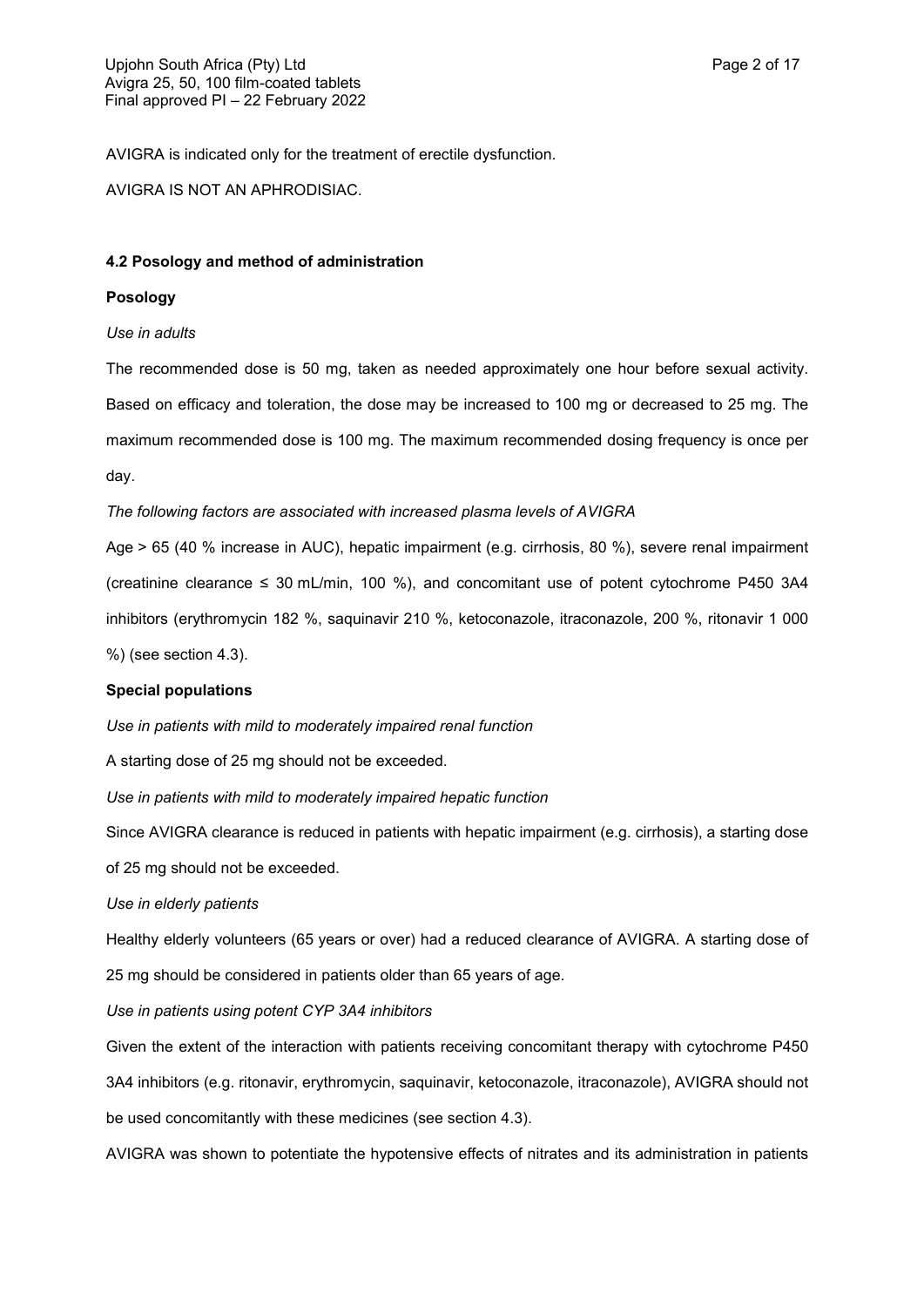AVIGRA is indicated only for the treatment of erectile dysfunction.

AVIGRA IS NOT AN APHRODISIAC.

### 4.2 Posology and method of administration

#### Posology

*Use in adults*

The recommended dose is 50 mg, taken as needed approximately one hour before sexual activity. Based on efficacy and toleration, the dose may be increased to 100 mg or decreased to 25 mg. The maximum recommended dose is 100 mg. The maximum recommended dosing frequency is once per day.

*The following factors are associated with increased plasma levels of AVIGRA*

Age > 65 (40 % increase in AUC), hepatic impairment (e.g. cirrhosis, 80 %), severe renal impairment (creatinine clearance ≤ 30 mL/min, 100 %), and concomitant use of potent cytochrome P450 3A4 inhibitors (erythromycin 182 %, saquinavir 210 %, ketoconazole, itraconazole, 200 %, ritonavir 1 000 %) (see section 4.3).

#### Special populations

*Use in patients with mild to moderately impaired renal function*

A starting dose of 25 mg should not be exceeded.

*Use in patients with mild to moderately impaired hepatic function*

Since AVIGRA clearance is reduced in patients with hepatic impairment (e.g. cirrhosis), a starting dose of 25 mg should not be exceeded.

*Use in elderly patients*

Healthy elderly volunteers (65 years or over) had a reduced clearance of AVIGRA. A starting dose of 25 mg should be considered in patients older than 65 years of age.

*Use in patients using potent CYP 3A4 inhibitors*

Given the extent of the interaction with patients receiving concomitant therapy with cytochrome P450 3A4 inhibitors (e.g. ritonavir, erythromycin, saquinavir, ketoconazole, itraconazole), AVIGRA should not be used concomitantly with these medicines (see section 4.3).

AVIGRA was shown to potentiate the hypotensive effects of nitrates and its administration in patients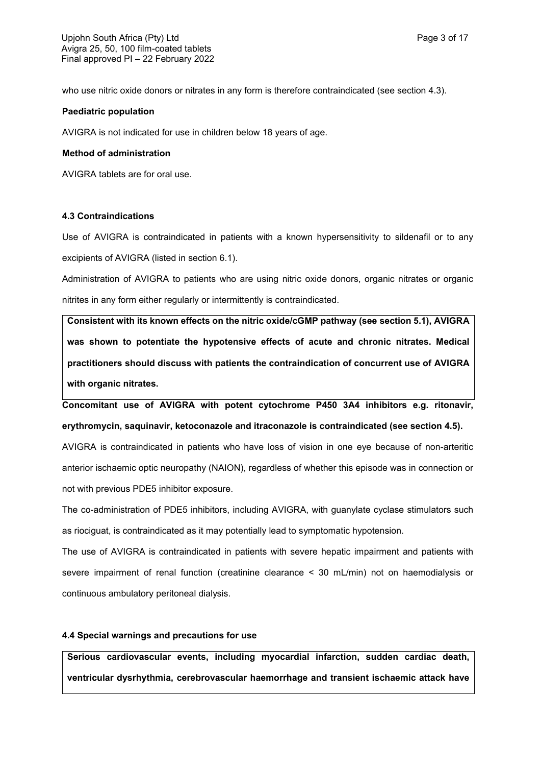who use nitric oxide donors or nitrates in any form is therefore contraindicated (see section 4.3).

**Paediatric population**

AVIGRA is not indicated for use in children below 18 years of age.

**Method of administration**

AVIGRA tablets are for oral use.

### 4.3 Contraindications

Use of AVIGRA is contraindicated in patients with a known hypersensitivity to sildenafil or to any excipients of AVIGRA (listed in section 6.1).

Administration of AVIGRA to patients who are using nitric oxide donors, organic nitrates or organic nitrites in any form either regularly or intermittently is contraindicated.

**Consistent with its known effects on the nitric oxide/cGMP pathway (see section 5.1), AVIGRA was shown to potentiate the hypotensive effects of acute and chronic nitrates. Medical practitioners should discuss with patients the contraindication of concurrent use of AVIGRA with organic nitrates.**

**Concomitant use of AVIGRA with potent cytochrome P450 3A4 inhibitors e.g. ritonavir, erythromycin, saquinavir, ketoconazole and itraconazole is contraindicated (see section 4.5).**

AVIGRA is contraindicated in patients who have loss of vision in one eye because of non-arteritic anterior ischaemic optic neuropathy (NAION), regardless of whether this episode was in connection or not with previous PDE5 inhibitor exposure.

The co-administration of PDE5 inhibitors, including AVIGRA, with guanylate cyclase stimulators such as riociguat, is contraindicated as it may potentially lead to symptomatic hypotension.

The use of AVIGRA is contraindicated in patients with severe hepatic impairment and patients with severe impairment of renal function (creatinine clearance < 30 mL/min) not on haemodialysis or continuous ambulatory peritoneal dialysis.

### 4.4 Special warnings and precautions for use

**Serious cardiovascular events, including myocardial infarction, sudden cardiac death, ventricular dysrhythmia, cerebrovascular haemorrhage and transient ischaemic attack have**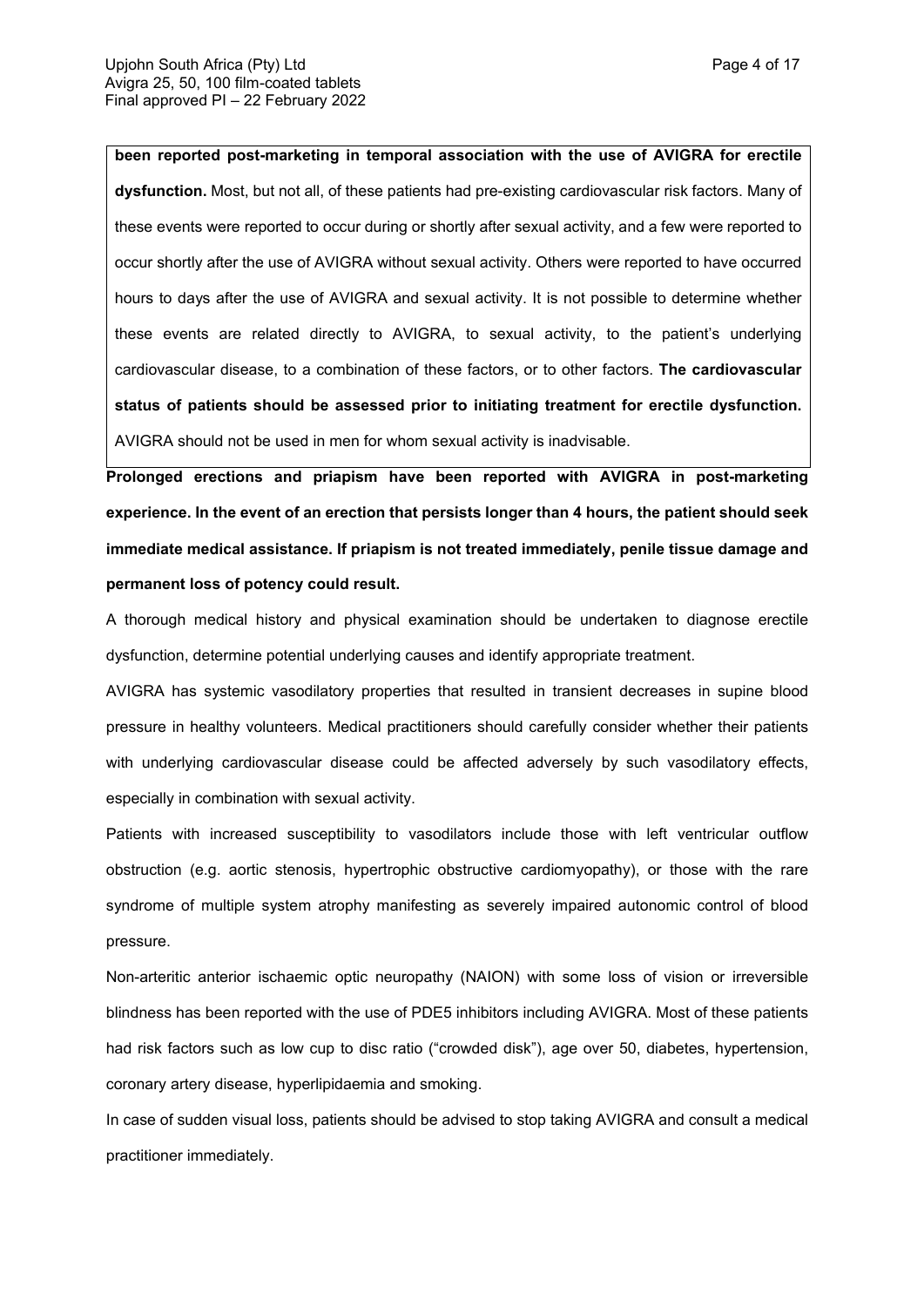**been reported post-marketing in temporal association with the use of AVIGRA for erectile dysfunction.** Most, but not all, of these patients had pre-existing cardiovascular risk factors. Many of these events were reported to occur during or shortly after sexual activity, and a few were reported to occur shortly after the use of AVIGRA without sexual activity. Others were reported to have occurred hours to days after the use of AVIGRA and sexual activity. It is not possible to determine whether these events are related directly to AVIGRA, to sexual activity, to the patient's underlying cardiovascular disease, to a combination of these factors, or to other factors. **The cardiovascular status of patients should be assessed prior to initiating treatment for erectile dysfunction.** AVIGRA should not be used in men for whom sexual activity is inadvisable.

**Prolonged erections and priapism have been reported with AVIGRA in post-marketing experience. In the event of an erection that persists longer than 4 hours, the patient should seek immediate medical assistance. If priapism is not treated immediately, penile tissue damage and permanent loss of potency could result.**

A thorough medical history and physical examination should be undertaken to diagnose erectile dysfunction, determine potential underlying causes and identify appropriate treatment.

AVIGRA has systemic vasodilatory properties that resulted in transient decreases in supine blood pressure in healthy volunteers. Medical practitioners should carefully consider whether their patients with underlying cardiovascular disease could be affected adversely by such vasodilatory effects, especially in combination with sexual activity.

Patients with increased susceptibility to vasodilators include those with left ventricular outflow obstruction (e.g. aortic stenosis, hypertrophic obstructive cardiomyopathy), or those with the rare syndrome of multiple system atrophy manifesting as severely impaired autonomic control of blood pressure.

Non-arteritic anterior ischaemic optic neuropathy (NAION) with some loss of vision or irreversible blindness has been reported with the use of PDE5 inhibitors including AVIGRA. Most of these patients had risk factors such as low cup to disc ratio ("crowded disk"), age over 50, diabetes, hypertension, coronary artery disease, hyperlipidaemia and smoking.

In case of sudden visual loss, patients should be advised to stop taking AVIGRA and consult a medical practitioner immediately.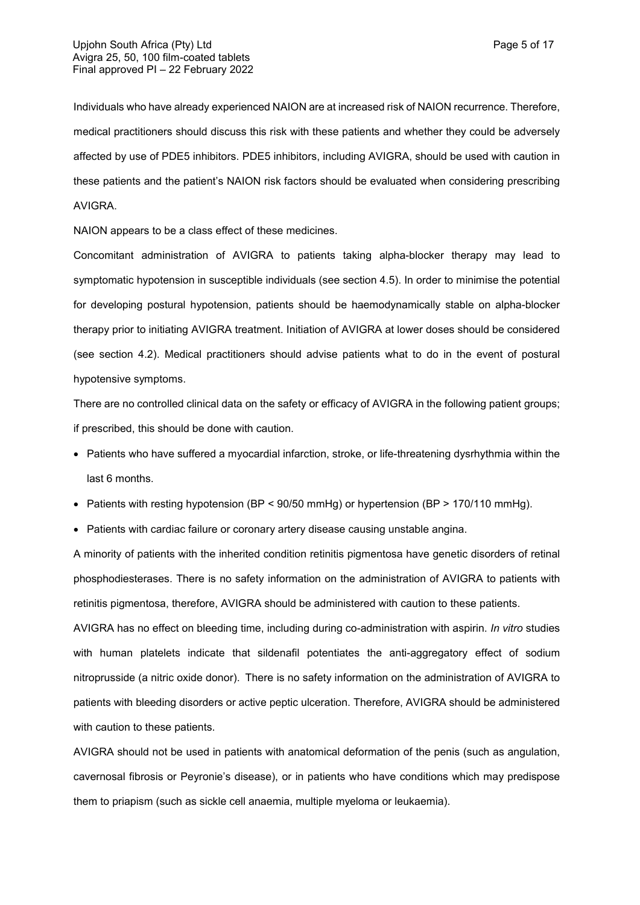Individuals who have already experienced NAION are at increased risk of NAION recurrence. Therefore, medical practitioners should discuss this risk with these patients and whether they could be adversely affected by use of PDE5 inhibitors. PDE5 inhibitors, including AVIGRA, should be used with caution in these patients and the patient's NAION risk factors should be evaluated when considering prescribing AVIGRA.

NAION appears to be a class effect of these medicines.

Concomitant administration of AVIGRA to patients taking alpha-blocker therapy may lead to symptomatic hypotension in susceptible individuals (see section 4.5). In order to minimise the potential for developing postural hypotension, patients should be haemodynamically stable on alpha-blocker therapy prior to initiating AVIGRA treatment. Initiation of AVIGRA at lower doses should be considered (see section 4.2). Medical practitioners should advise patients what to do in the event of postural hypotensive symptoms.

There are no controlled clinical data on the safety or efficacy of AVIGRA in the following patient groups; if prescribed, this should be done with caution.

- Patients who have suffered a myocardial infarction, stroke, or life-threatening dysrhythmia within the last 6 months.
- Patients with resting hypotension (BP < 90/50 mmHg) or hypertension (BP > 170/110 mmHg).
- Patients with cardiac failure or coronary artery disease causing unstable angina.

A minority of patients with the inherited condition retinitis pigmentosa have genetic disorders of retinal phosphodiesterases. There is no safety information on the administration of AVIGRA to patients with retinitis pigmentosa, therefore, AVIGRA should be administered with caution to these patients.

AVIGRA has no effect on bleeding time, including during co-administration with aspirin. *In vitro* studies with human platelets indicate that sildenafil potentiates the anti-aggregatory effect of sodium nitroprusside (a nitric oxide donor). There is no safety information on the administration of AVIGRA to patients with bleeding disorders or active peptic ulceration. Therefore, AVIGRA should be administered with caution to these patients.

AVIGRA should not be used in patients with anatomical deformation of the penis (such as angulation, cavernosal fibrosis or Peyronie's disease), or in patients who have conditions which may predispose them to priapism (such as sickle cell anaemia, multiple myeloma or leukaemia).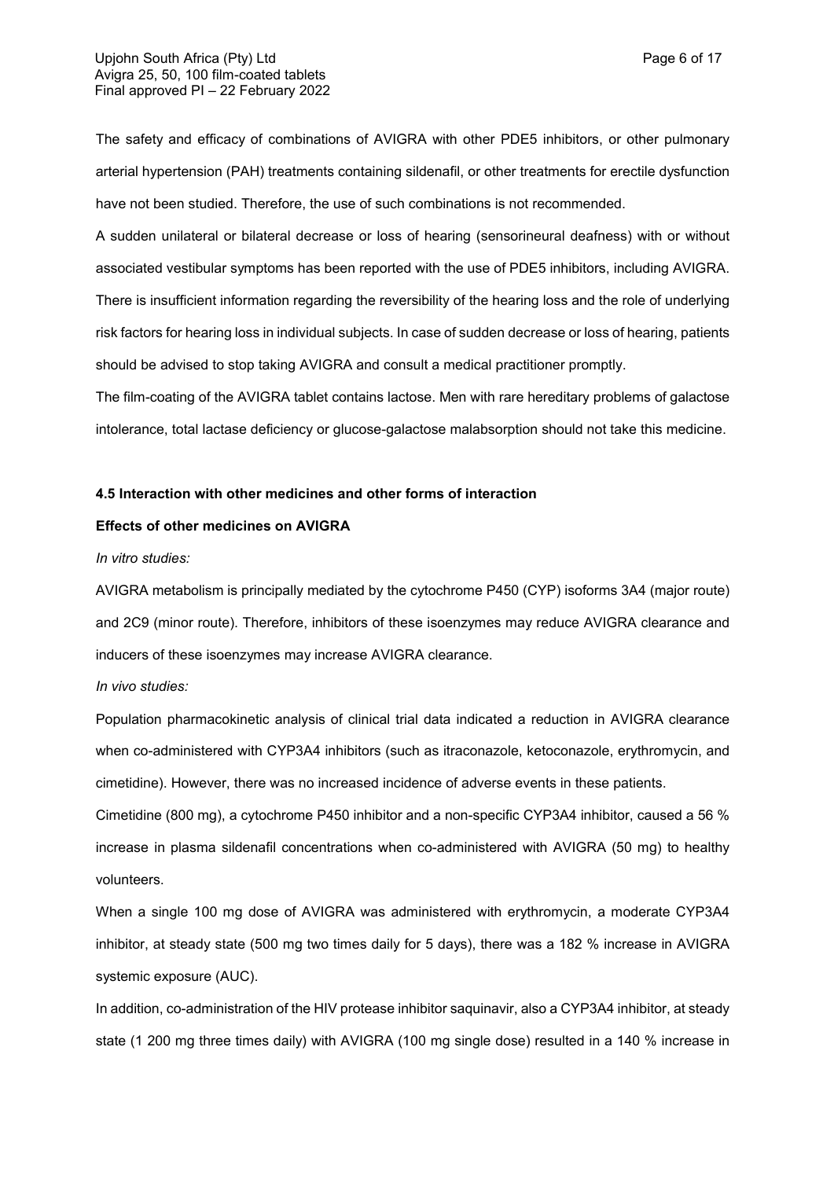The safety and efficacy of combinations of AVIGRA with other PDE5 inhibitors, or other pulmonary arterial hypertension (PAH) treatments containing sildenafil, or other treatments for erectile dysfunction have not been studied. Therefore, the use of such combinations is not recommended.

A sudden unilateral or bilateral decrease or loss of hearing (sensorineural deafness) with or without associated vestibular symptoms has been reported with the use of PDE5 inhibitors, including AVIGRA. There is insufficient information regarding the reversibility of the hearing loss and the role of underlying risk factors for hearing loss in individual subjects. In case of sudden decrease or loss of hearing, patients should be advised to stop taking AVIGRA and consult a medical practitioner promptly.

The film-coating of the AVIGRA tablet contains lactose. Men with rare hereditary problems of galactose intolerance, total lactase deficiency or glucose-galactose malabsorption should not take this medicine.

#### 4.5 Interaction with other medicines and other forms of interaction

**Effects of other medicines on AVIGRA**

*In vitro studies:*

AVIGRA metabolism is principally mediated by the cytochrome P450 (CYP) isoforms 3A4 (major route) and 2C9 (minor route). Therefore, inhibitors of these isoenzymes may reduce AVIGRA clearance and inducers of these isoenzymes may increase AVIGRA clearance.

*In vivo studies:*

Population pharmacokinetic analysis of clinical trial data indicated a reduction in AVIGRA clearance when co-administered with CYP3A4 inhibitors (such as itraconazole, ketoconazole, erythromycin, and cimetidine). However, there was no increased incidence of adverse events in these patients.

Cimetidine (800 mg), a cytochrome P450 inhibitor and a non-specific CYP3A4 inhibitor, caused a 56 % increase in plasma sildenafil concentrations when co-administered with AVIGRA (50 mg) to healthy volunteers.

When a single 100 mg dose of AVIGRA was administered with erythromycin, a moderate CYP3A4 inhibitor, at steady state (500 mg two times daily for 5 days), there was a 182 % increase in AVIGRA systemic exposure (AUC).

In addition, co-administration of the HIV protease inhibitor saquinavir, also a CYP3A4 inhibitor, at steady state (1 200 mg three times daily) with AVIGRA (100 mg single dose) resulted in a 140 % increase in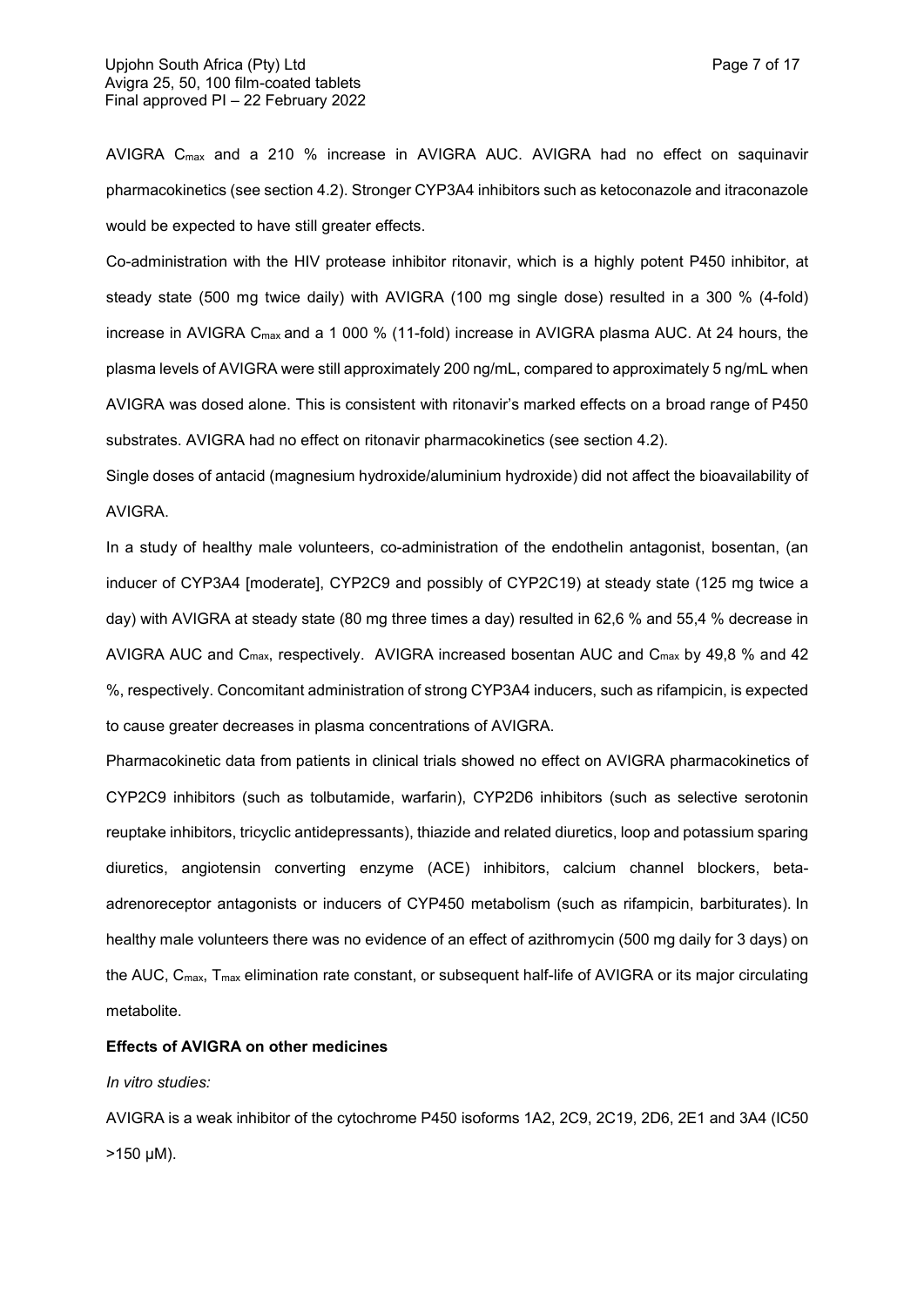AVIGRA $C_{max}$ and a 210 % increase in AVIGRA AUC. AVIGRA had no effect on saquinavir pharmacokinetics (see section 4.2). Stronger CYP3A4 inhibitors such as ketoconazole and itraconazole would be expected to have still greater effects.

Co-administration with the HIV protease inhibitor ritonavir, which is a highly potent P450 inhibitor, at steady state (500 mg twice daily) with AVIGRA (100 mg single dose) resulted in a 300 % (4-fold) increase in AVIGRA $C_{max}$ and a 1 000 % (11-fold) increase in AVIGRA plasma AUC. At 24 hours, the plasma levels of AVIGRA were still approximately 200 ng/mL, compared to approximately 5 ng/mL when AVIGRA was dosed alone. This is consistent with ritonavir's marked effects on a broad range of P450 substrates. AVIGRA had no effect on ritonavir pharmacokinetics (see section 4.2).

Single doses of antacid (magnesium hydroxide/aluminium hydroxide) did not affect the bioavailability of AVIGRA.

In a study of healthy male volunteers, co-administration of the endothelin antagonist, bosentan, (an inducer of CYP3A4 [moderate], CYP2C9 and possibly of CYP2C19) at steady state (125 mg twice a day) with AVIGRA at steady state (80 mg three times a day) resulted in 62,6 % and 55,4 % decrease in AVIGRA AUC and $C_{max}$, respectively. AVIGRA increased bosentan AUC and $C_{max}$ by 49,8 % and 42 %, respectively. Concomitant administration of strong CYP3A4 inducers, such as rifampicin, is expected to cause greater decreases in plasma concentrations of AVIGRA.

Pharmacokinetic data from patients in clinical trials showed no effect on AVIGRA pharmacokinetics of CYP2C9 inhibitors (such as tolbutamide, warfarin), CYP2D6 inhibitors (such as selective serotonin reuptake inhibitors, tricyclic antidepressants), thiazide and related diuretics, loop and potassium sparing diuretics, angiotensin converting enzyme (ACE) inhibitors, calcium channel blockers, beta-adrenoreceptor antagonists or inducers of CYP450 metabolism (such as rifampicin, barbiturates). In healthy male volunteers there was no evidence of an effect of azithromycin (500 mg daily for 3 days) on the AUC, $C_{max}$, $T_{max}$ elimination rate constant, or subsequent half-life of AVIGRA or its major circulating metabolite.

**Effects of AVIGRA on other medicines**

*In vitro studies:*

AVIGRA is a weak inhibitor of the cytochrome P450 isoforms 1A2, 2C9, 2C19, 2D6, 2E1 and 3A4 (IC50 >150 μM).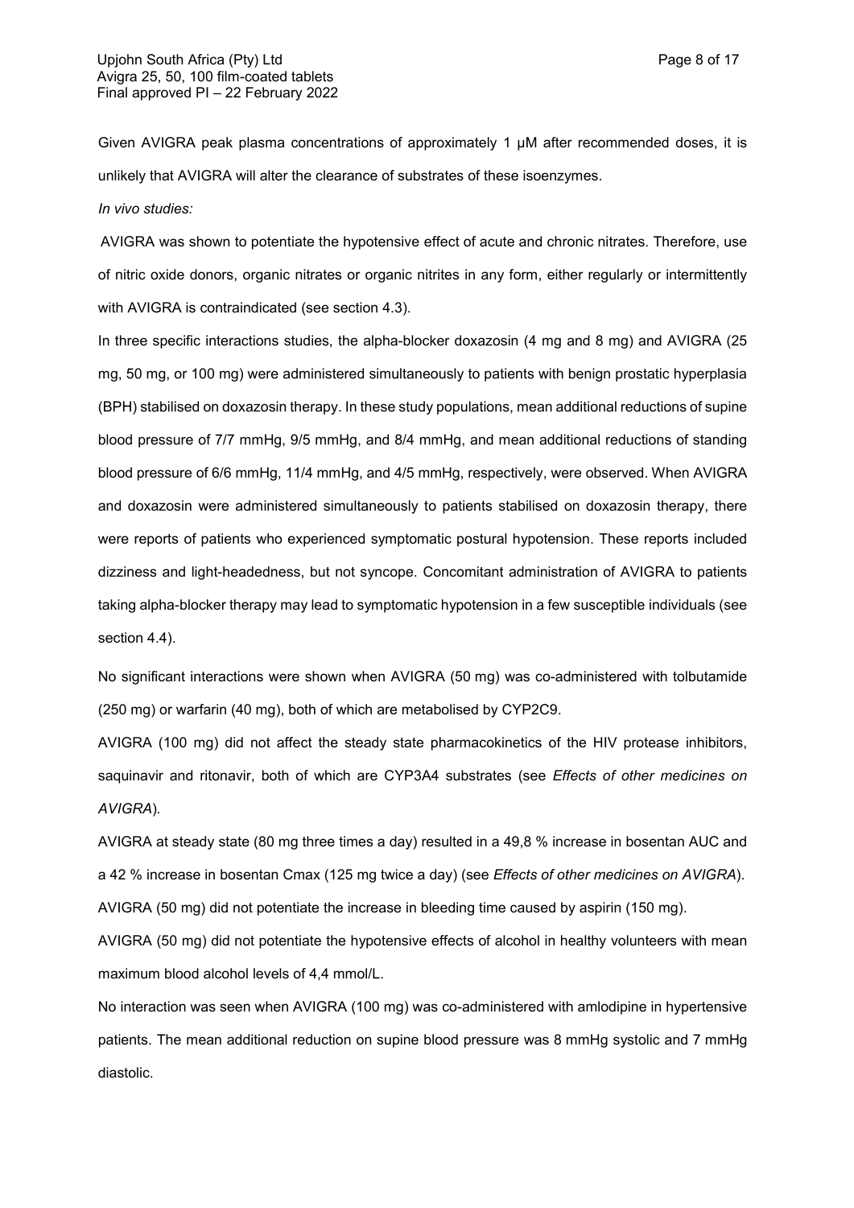Given AVIGRA peak plasma concentrations of approximately 1 µM after recommended doses, it is unlikely that AVIGRA will alter the clearance of substrates of these isoenzymes.

*In vivo studies:*

AVIGRA was shown to potentiate the hypotensive effect of acute and chronic nitrates. Therefore, use of nitric oxide donors, organic nitrates or organic nitrites in any form, either regularly or intermittently with AVIGRA is contraindicated (see section 4.3).

In three specific interactions studies, the alpha-blocker doxazosin (4 mg and 8 mg) and AVIGRA (25 mg, 50 mg, or 100 mg) were administered simultaneously to patients with benign prostatic hyperplasia (BPH) stabilised on doxazosin therapy. In these study populations, mean additional reductions of supine blood pressure of 7/7 mmHg, 9/5 mmHg, and 8/4 mmHg, and mean additional reductions of standing blood pressure of 6/6 mmHg, 11/4 mmHg, and 4/5 mmHg, respectively, were observed. When AVIGRA and doxazosin were administered simultaneously to patients stabilised on doxazosin therapy, there were reports of patients who experienced symptomatic postural hypotension. These reports included dizziness and light-headedness, but not syncope. Concomitant administration of AVIGRA to patients taking alpha-blocker therapy may lead to symptomatic hypotension in a few susceptible individuals (see section 4.4).

No significant interactions were shown when AVIGRA (50 mg) was co-administered with tolbutamide (250 mg) or warfarin (40 mg), both of which are metabolised by CYP2C9.

AVIGRA (100 mg) did not affect the steady state pharmacokinetics of the HIV protease inhibitors, saquinavir and ritonavir, both of which are CYP3A4 substrates (see *Effects of other medicines on AVIGRA*).

AVIGRA at steady state (80 mg three times a day) resulted in a 49,8 % increase in bosentan AUC and a 42 % increase in bosentan Cmax (125 mg twice a day) (see *Effects of other medicines on AVIGRA*).

AVIGRA (50 mg) did not potentiate the increase in bleeding time caused by aspirin (150 mg).

AVIGRA (50 mg) did not potentiate the hypotensive effects of alcohol in healthy volunteers with mean maximum blood alcohol levels of 4,4 mmol/L.

No interaction was seen when AVIGRA (100 mg) was co-administered with amlodipine in hypertensive patients. The mean additional reduction on supine blood pressure was 8 mmHg systolic and 7 mmHg diastolic.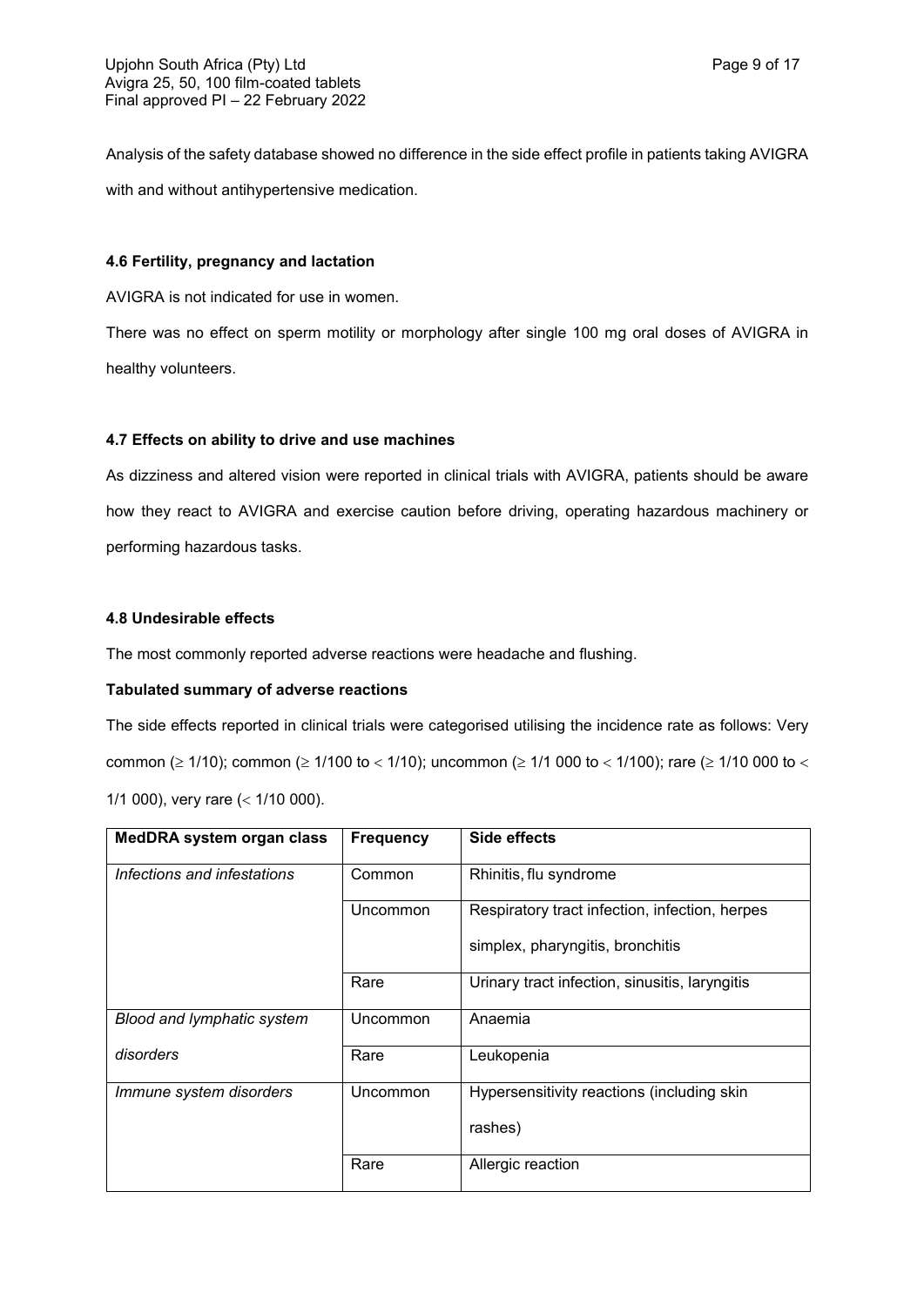Analysis of the safety database showed no difference in the side effect profile in patients taking AVIGRA with and without antihypertensive medication.

### 4.6 Fertility, pregnancy and lactation

AVIGRA is not indicated for use in women.

There was no effect on sperm motility or morphology after single 100 mg oral doses of AVIGRA in healthy volunteers.

### 4.7 Effects on ability to drive and use machines

As dizziness and altered vision were reported in clinical trials with AVIGRA, patients should be aware how they react to AVIGRA and exercise caution before driving, operating hazardous machinery or performing hazardous tasks.

### 4.8 Undesirable effects

The most commonly reported adverse reactions were headache and flushing.

**Tabulated summary of adverse reactions**

The side effects reported in clinical trials were categorised utilising the incidence rate as follows: Very common (≥ 1/10); common (≥ 1/100 to < 1/10); uncommon (≥ 1/1 000 to < 1/100); rare (≥ 1/10 000 to < 1/1 000), very rare (< 1/10 000).

| MedDRA system organ class | Frequency | Side effects |
|---|---|---|
| *Infections and infestations* | Common | Rhinitis, flu syndrome |
| | Uncommon | Respiratory tract infection, infection, herpes simplex, pharyngitis, bronchitis |
| | Rare | Urinary tract infection, sinusitis, laryngitis |
| *Blood and lymphatic system disorders* | Uncommon | Anaemia |
| | Rare | Leukopenia |
| *Immune system disorders* | Uncommon | Hypersensitivity reactions (including skin rashes) |
| | Rare | Allergic reaction |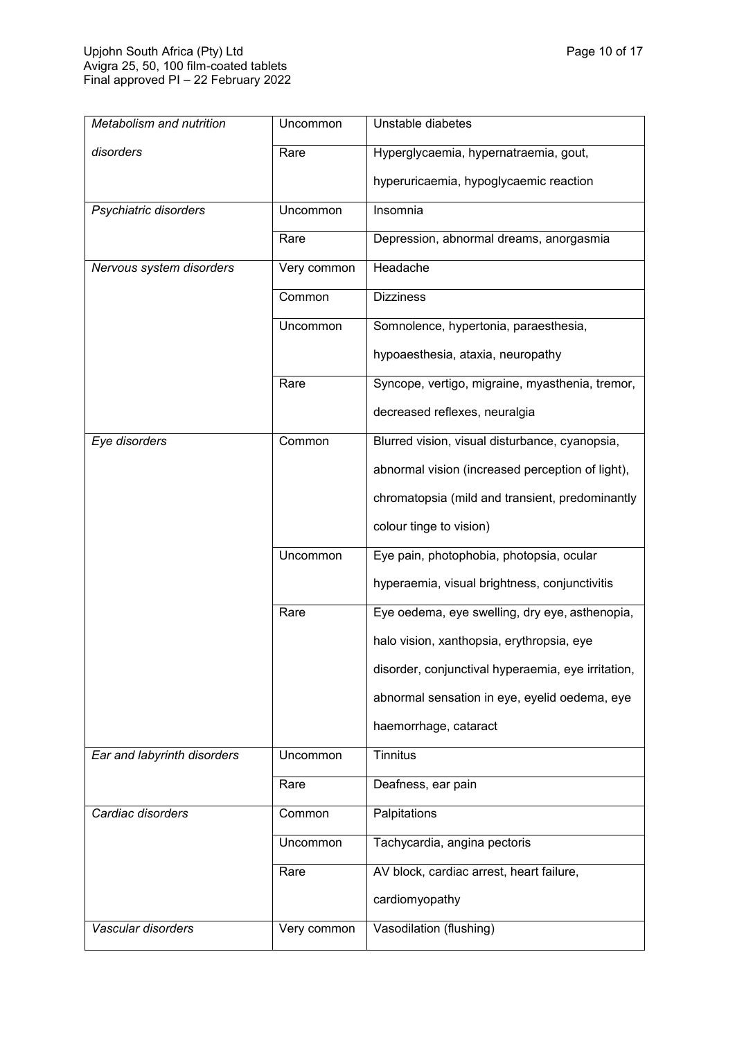| *Metabolism and nutrition disorders* | Uncommon | Unstable diabetes |
|---|---|---|
| | Rare | Hyperglycaemia, hypernatraemia, gout, hyperuricaemia, hypoglycaemic reaction |
| *Psychiatric disorders* | Uncommon | Insomnia |
| | Rare | Depression, abnormal dreams, anorgasmia |
| *Nervous system disorders* | Very common | Headache |
| | Common | Dizziness |
| | Uncommon | Somnolence, hypertonia, paraesthesia, hypoaesthesia, ataxia, neuropathy |
| | Rare | Syncope, vertigo, migraine, myasthenia, tremor, decreased reflexes, neuralgia |
| *Eye disorders* | Common | Blurred vision, visual disturbance, cyanopsia, abnormal vision (increased perception of light), chromatopsia (mild and transient, predominantly colour tinge to vision) |
| | Uncommon | Eye pain, photophobia, photopsia, ocular hyperaemia, visual brightness, conjunctivitis |
| | Rare | Eye oedema, eye swelling, dry eye, asthenopia, halo vision, xanthopsia, erythropsia, eye disorder, conjunctival hyperaemia, eye irritation, abnormal sensation in eye, eyelid oedema, eye haemorrhage, cataract |
| *Ear and labyrinth disorders* | Uncommon | Tinnitus |
| | Rare | Deafness, ear pain |
| *Cardiac disorders* | Common | Palpitations |
| | Uncommon | Tachycardia, angina pectoris |
| | Rare | AV block, cardiac arrest, heart failure, cardiomyopathy |
| *Vascular disorders* | Very common | Vasodilation (flushing) |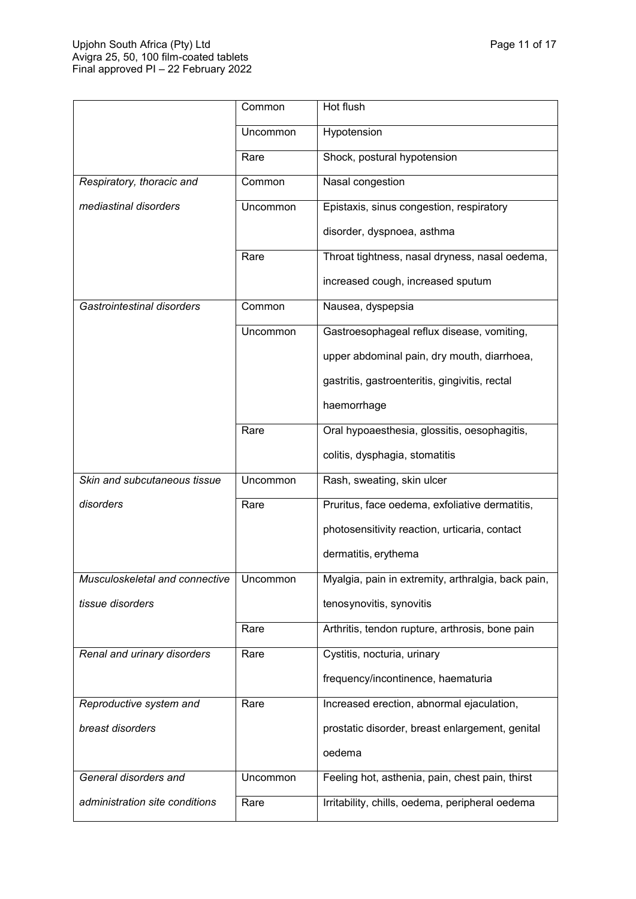| | | |
|---|---|---|
| | Common | Hot flush |
| | Uncommon | Hypotension |
| | Rare | Shock, postural hypotension |
| *Respiratory, thoracic and mediastinal disorders* | Common | Nasal congestion |
| | Uncommon | Epistaxis, sinus congestion, respiratory disorder, dyspnoea, asthma |
| | Rare | Throat tightness, nasal dryness, nasal oedema, increased cough, increased sputum |
| *Gastrointestinal disorders* | Common | Nausea, dyspepsia |
| | Uncommon | Gastroesophageal reflux disease, vomiting, upper abdominal pain, dry mouth, diarrhoea, gastritis, gastroenteritis, gingivitis, rectal haemorrhage |
| | Rare | Oral hypoaesthesia, glossitis, oesophagitis, colitis, dysphagia, stomatitis |
| *Skin and subcutaneous tissue disorders* | Uncommon | Rash, sweating, skin ulcer |
| | Rare | Pruritus, face oedema, exfoliative dermatitis, photosensitivity reaction, urticaria, contact dermatitis, erythema |
| *Musculoskeletal and connective tissue disorders* | Uncommon | Myalgia, pain in extremity, arthralgia, back pain, tenosynovitis, synovitis |
| | Rare | Arthritis, tendon rupture, arthrosis, bone pain |
| *Renal and urinary disorders* | Rare | Cystitis, nocturia, urinary frequency/incontinence, haematuria |
| *Reproductive system and breast disorders* | Rare | Increased erection, abnormal ejaculation, prostatic disorder, breast enlargement, genital oedema |
| *General disorders and administration site conditions* | Uncommon | Feeling hot, asthenia, pain, chest pain, thirst |
| | Rare | Irritability, chills, oedema, peripheral oedema |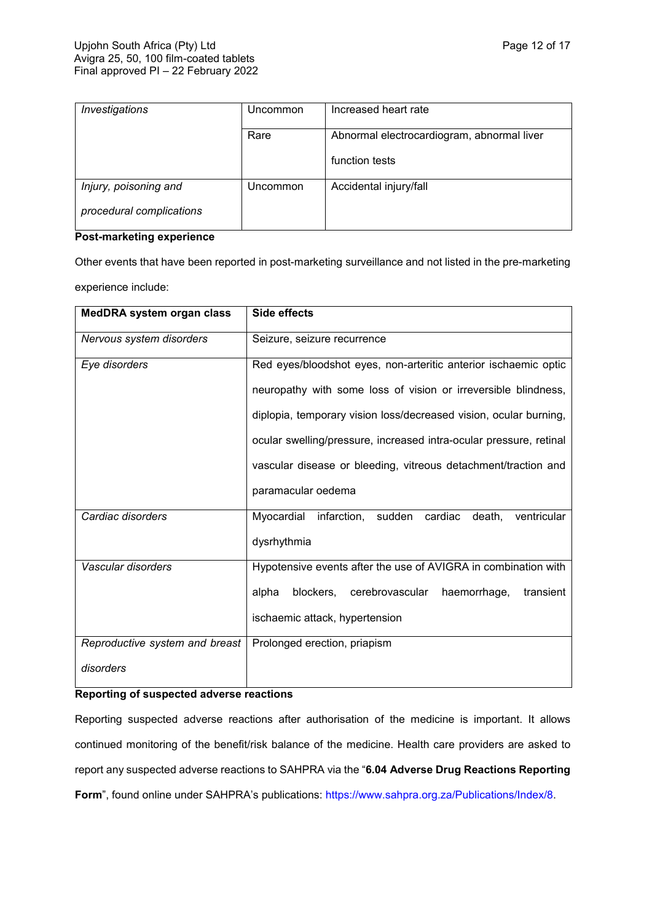| | | |
|---|---|---|
| *Investigations* | Uncommon | Increased heart rate |
| | Rare | Abnormal electrocardiogram, abnormal liver function tests |
| *Injury, poisoning and procedural complications* | Uncommon | Accidental injury/fall |

**Post-marketing experience**

Other events that have been reported in post-marketing surveillance and not listed in the pre-marketing experience include:

| MedDRA system organ class | Side effects |
|---|---|
| *Nervous system disorders* | Seizure, seizure recurrence |
| *Eye disorders* | Red eyes/bloodshot eyes, non-arteritic anterior ischaemic optic neuropathy with some loss of vision or irreversible blindness, diplopia, temporary vision loss/decreased vision, ocular burning, ocular swelling/pressure, increased intra-ocular pressure, retinal vascular disease or bleeding, vitreous detachment/traction and paramacular oedema |
| *Cardiac disorders* | Myocardial infarction, sudden cardiac death, ventricular dysrhythmia |
| *Vascular disorders* | Hypotensive events after the use of AVIGRA in combination with alpha blockers, cerebrovascular haemorrhage, transient ischaemic attack, hypertension |
| *Reproductive system and breast disorders* | Prolonged erection, priapism |

**Reporting of suspected adverse reactions**

Reporting suspected adverse reactions after authorisation of the medicine is important. It allows continued monitoring of the benefit/risk balance of the medicine. Health care providers are asked to report any suspected adverse reactions to SAHPRA via the "**6.04 Adverse Drug Reactions Reporting Form**", found online under SAHPRA's publications: https://www.sahpra.org.za/Publications/Index/8.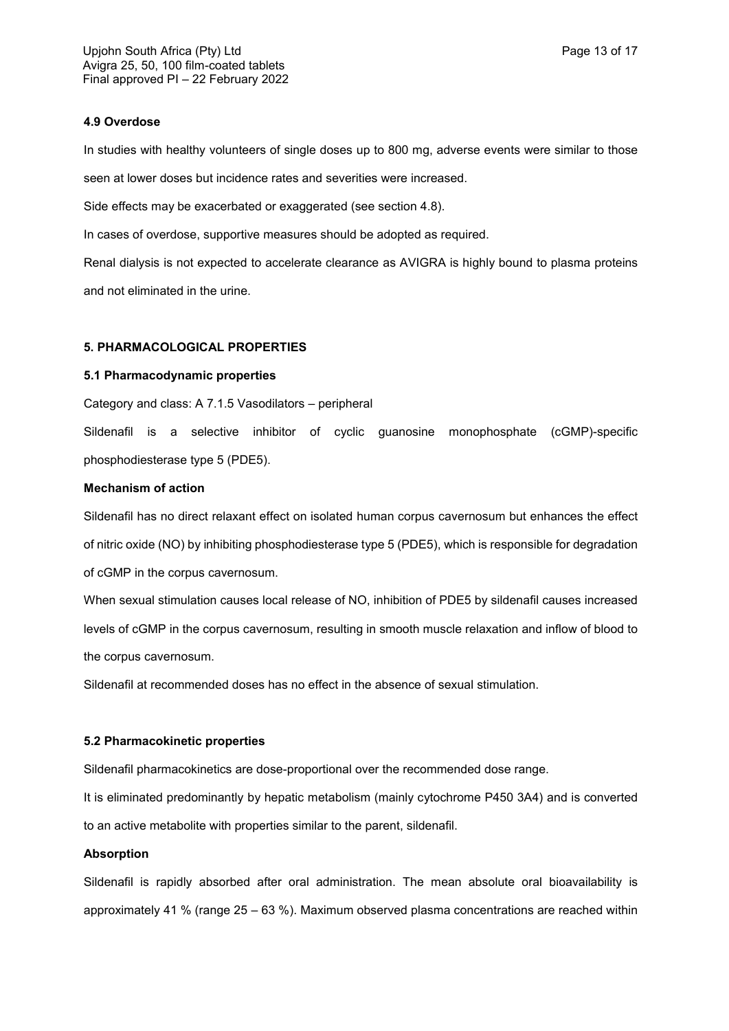### 4.9 Overdose

In studies with healthy volunteers of single doses up to 800 mg, adverse events were similar to those seen at lower doses but incidence rates and severities were increased.

Side effects may be exacerbated or exaggerated (see section 4.8).

In cases of overdose, supportive measures should be adopted as required.

Renal dialysis is not expected to accelerate clearance as AVIGRA is highly bound to plasma proteins and not eliminated in the urine.

## 5. PHARMACOLOGICAL PROPERTIES

### 5.1 Pharmacodynamic properties

Category and class: A 7.1.5 Vasodilators – peripheral

Sildenafil is a selective inhibitor of cyclic guanosine monophosphate (cGMP)-specific phosphodiesterase type 5 (PDE5).

**Mechanism of action**

Sildenafil has no direct relaxant effect on isolated human corpus cavernosum but enhances the effect of nitric oxide (NO) by inhibiting phosphodiesterase type 5 (PDE5), which is responsible for degradation of cGMP in the corpus cavernosum.

When sexual stimulation causes local release of NO, inhibition of PDE5 by sildenafil causes increased levels of cGMP in the corpus cavernosum, resulting in smooth muscle relaxation and inflow of blood to the corpus cavernosum.

Sildenafil at recommended doses has no effect in the absence of sexual stimulation.

### 5.2 Pharmacokinetic properties

Sildenafil pharmacokinetics are dose-proportional over the recommended dose range.

It is eliminated predominantly by hepatic metabolism (mainly cytochrome P450 3A4) and is converted to an active metabolite with properties similar to the parent, sildenafil.

**Absorption**

Sildenafil is rapidly absorbed after oral administration. The mean absolute oral bioavailability is approximately 41 % (range 25 – 63 %). Maximum observed plasma concentrations are reached within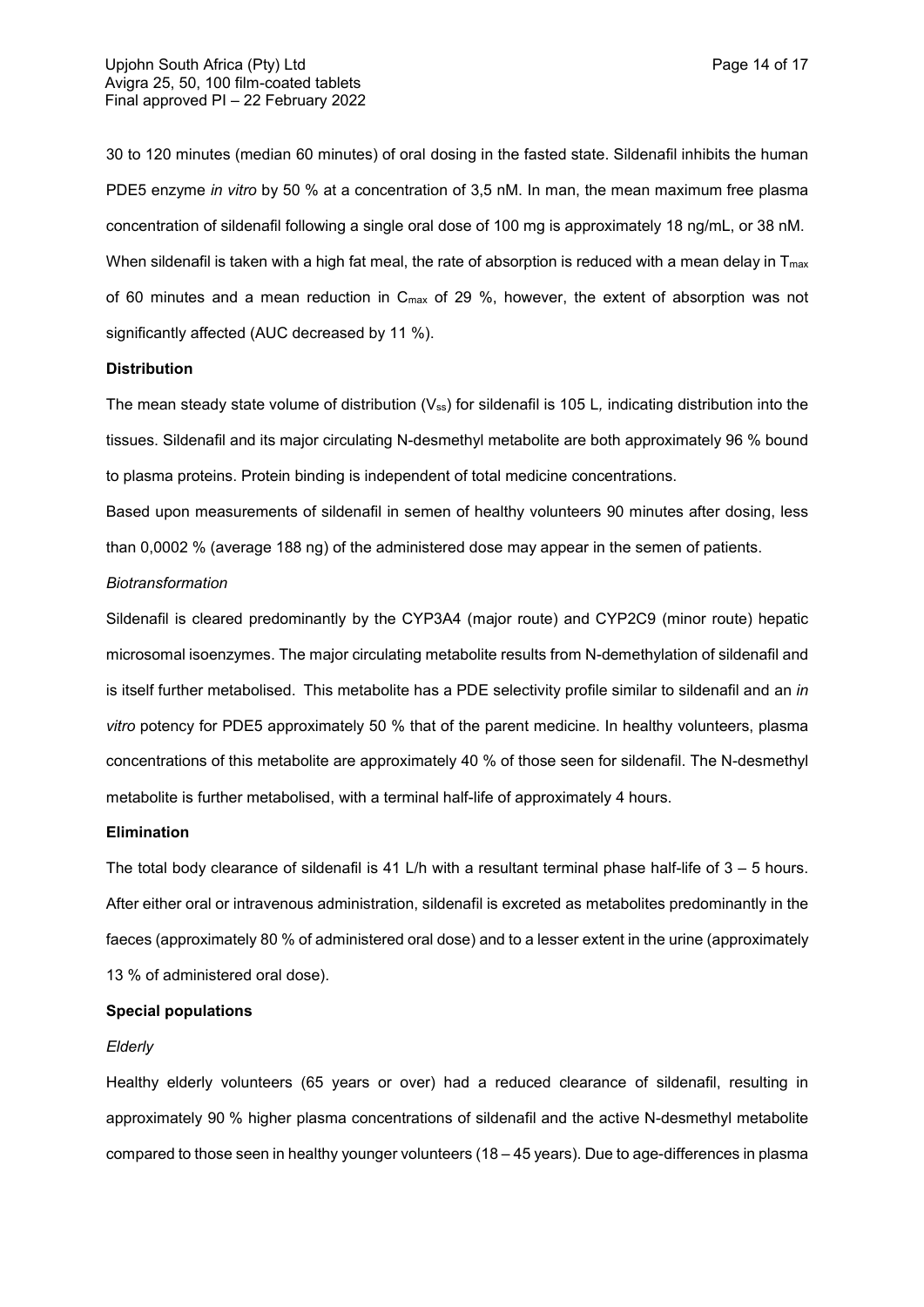30 to 120 minutes (median 60 minutes) of oral dosing in the fasted state. Sildenafil inhibits the human PDE5 enzyme *in vitro* by 50 % at a concentration of 3,5 nM. In man, the mean maximum free plasma concentration of sildenafil following a single oral dose of 100 mg is approximately 18 ng/mL, or 38 nM. When sildenafil is taken with a high fat meal, the rate of absorption is reduced with a mean delay in $T_{max}$ of 60 minutes and a mean reduction in $C_{max}$ of 29 %, however, the extent of absorption was not significantly affected (AUC decreased by 11 %).

**Distribution**

The mean steady state volume of distribution ($V_{ss}$) for sildenafil is 105 L, indicating distribution into the tissues. Sildenafil and its major circulating N-desmethyl metabolite are both approximately 96 % bound to plasma proteins. Protein binding is independent of total medicine concentrations.

Based upon measurements of sildenafil in semen of healthy volunteers 90 minutes after dosing, less than 0,0002 % (average 188 ng) of the administered dose may appear in the semen of patients.

*Biotransformation*

Sildenafil is cleared predominantly by the CYP3A4 (major route) and CYP2C9 (minor route) hepatic microsomal isoenzymes. The major circulating metabolite results from N-demethylation of sildenafil and is itself further metabolised. This metabolite has a PDE selectivity profile similar to sildenafil and an *in vitro* potency for PDE5 approximately 50 % that of the parent medicine. In healthy volunteers, plasma concentrations of this metabolite are approximately 40 % of those seen for sildenafil. The N-desmethyl metabolite is further metabolised, with a terminal half-life of approximately 4 hours.

**Elimination**

The total body clearance of sildenafil is 41 L/h with a resultant terminal phase half-life of 3 – 5 hours. After either oral or intravenous administration, sildenafil is excreted as metabolites predominantly in the faeces (approximately 80 % of administered oral dose) and to a lesser extent in the urine (approximately 13 % of administered oral dose).

**Special populations**

*Elderly*

Healthy elderly volunteers (65 years or over) had a reduced clearance of sildenafil, resulting in approximately 90 % higher plasma concentrations of sildenafil and the active N-desmethyl metabolite compared to those seen in healthy younger volunteers (18 – 45 years). Due to age-differences in plasma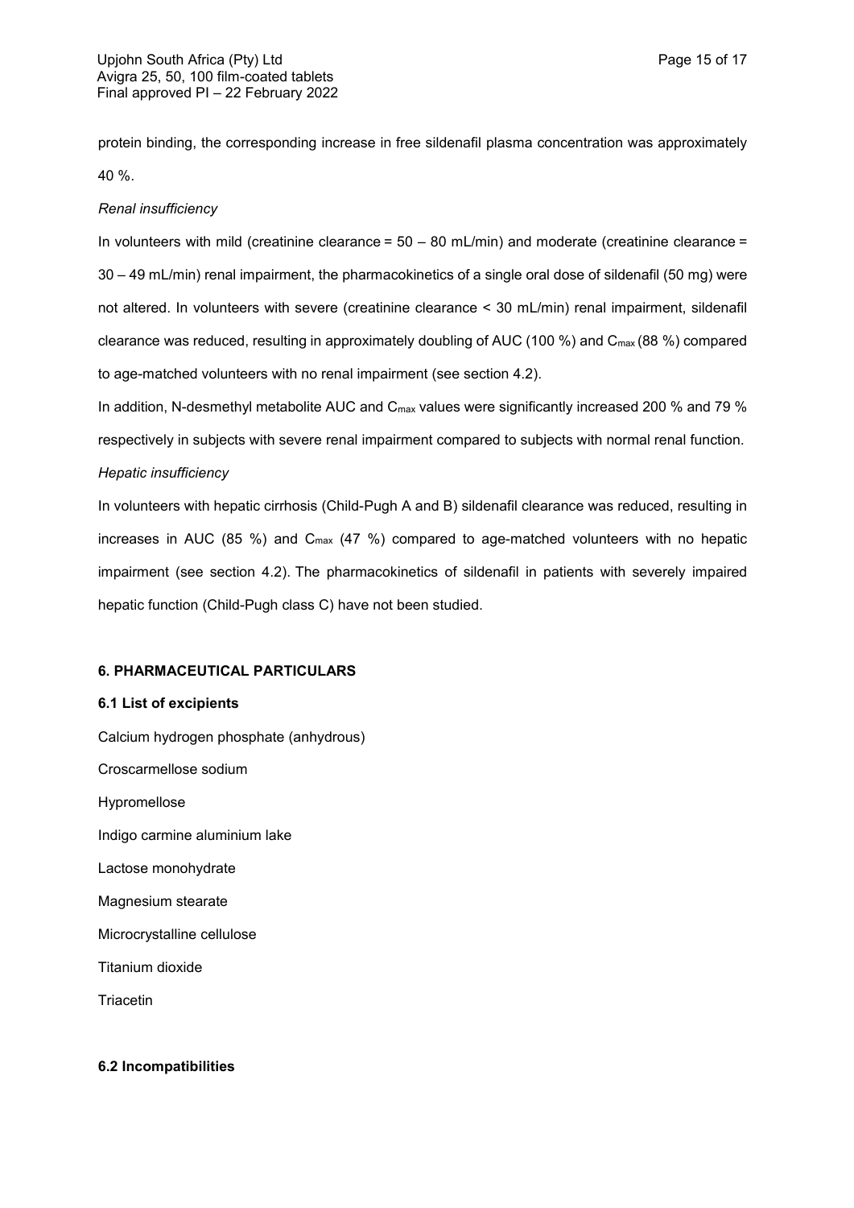protein binding, the corresponding increase in free sildenafil plasma concentration was approximately 40 %.

*Renal insufficiency*

In volunteers with mild (creatinine clearance = 50 – 80 mL/min) and moderate (creatinine clearance = 30 – 49 mL/min) renal impairment, the pharmacokinetics of a single oral dose of sildenafil (50 mg) were not altered. In volunteers with severe (creatinine clearance < 30 mL/min) renal impairment, sildenafil clearance was reduced, resulting in approximately doubling of AUC (100 %) and $C_{max}$ (88 %) compared to age-matched volunteers with no renal impairment (see section 4.2).

In addition, N-desmethyl metabolite AUC and $C_{max}$ values were significantly increased 200 % and 79 % respectively in subjects with severe renal impairment compared to subjects with normal renal function.

*Hepatic insufficiency*

In volunteers with hepatic cirrhosis (Child-Pugh A and B) sildenafil clearance was reduced, resulting in increases in AUC (85 %) and $C_{max}$ (47 %) compared to age-matched volunteers with no hepatic impairment (see section 4.2). The pharmacokinetics of sildenafil in patients with severely impaired hepatic function (Child-Pugh class C) have not been studied.

## 6. PHARMACEUTICAL PARTICULARS

### 6.1 List of excipients

Calcium hydrogen phosphate (anhydrous)

Croscarmellose sodium

Hypromellose

Indigo carmine aluminium lake

Lactose monohydrate

Magnesium stearate

Microcrystalline cellulose

Titanium dioxide

Triacetin

### 6.2 Incompatibilities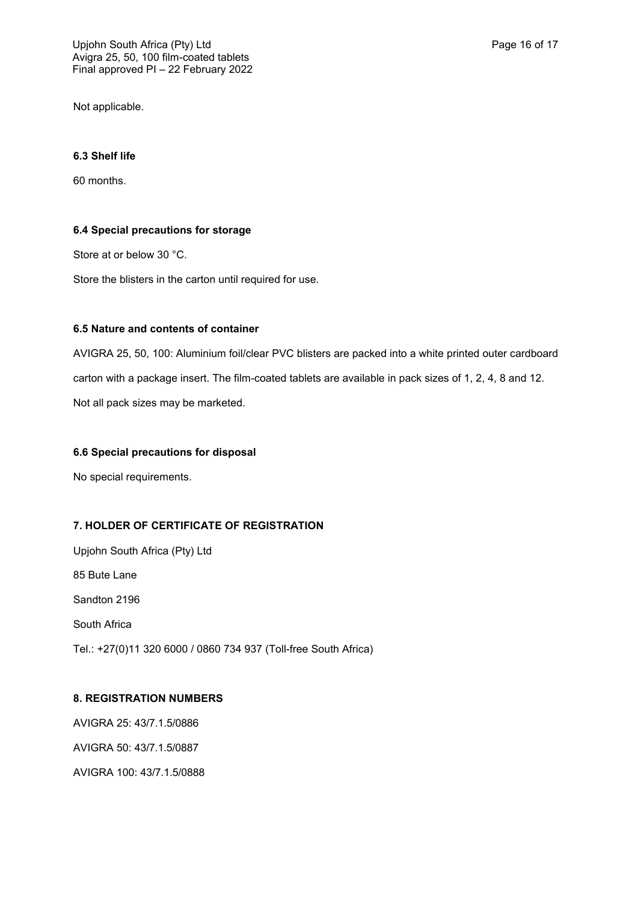Not applicable.

**6.3 Shelf life**

60 months.

**6.4 Special precautions for storage**

Store at or below 30 °C.

Store the blisters in the carton until required for use.

**6.5 Nature and contents of container**

AVIGRA 25, 50, 100: Aluminium foil/clear PVC blisters are packed into a white printed outer cardboard carton with a package insert. The film-coated tablets are available in pack sizes of 1, 2, 4, 8 and 12.

Not all pack sizes may be marketed.

**6.6 Special precautions for disposal**

No special requirements.

**7. HOLDER OF CERTIFICATE OF REGISTRATION**

Upjohn South Africa (Pty) Ltd

85 Bute Lane

Sandton 2196

South Africa

Tel.: +27(0)11 320 6000 / 0860 734 937 (Toll-free South Africa)

**8. REGISTRATION NUMBERS**

AVIGRA 25: 43/7.1.5/0886

AVIGRA 50: 43/7.1.5/0887

AVIGRA 100: 43/7.1.5/0888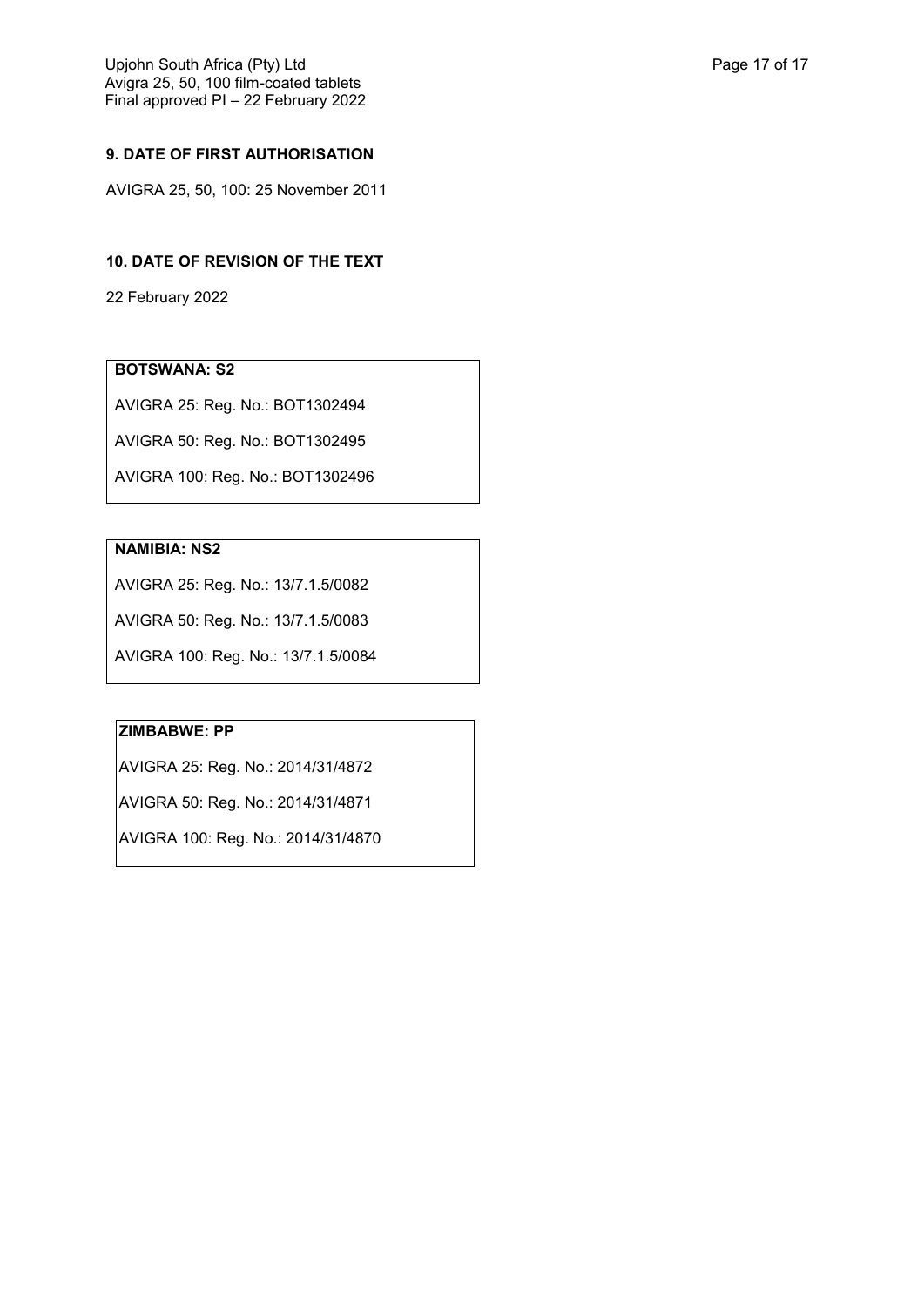### 9. DATE OF FIRST AUTHORISATION

AVIGRA 25, 50, 100: 25 November 2011

### 10. DATE OF REVISION OF THE TEXT

22 February 2022

**BOTSWANA: S2**

AVIGRA 25: Reg. No.: BOT1302494

AVIGRA 50: Reg. No.: BOT1302495

AVIGRA 100: Reg. No.: BOT1302496

**NAMIBIA: NS2**

AVIGRA 25: Reg. No.: 13/7.1.5/0082

AVIGRA 50: Reg. No.: 13/7.1.5/0083

AVIGRA 100: Reg. No.: 13/7.1.5/0084

**ZIMBABWE: PP**

AVIGRA 25: Reg. No.: 2014/31/4872

AVIGRA 50: Reg. No.: 2014/31/4871

AVIGRA 100: Reg. No.: 2014/31/4870